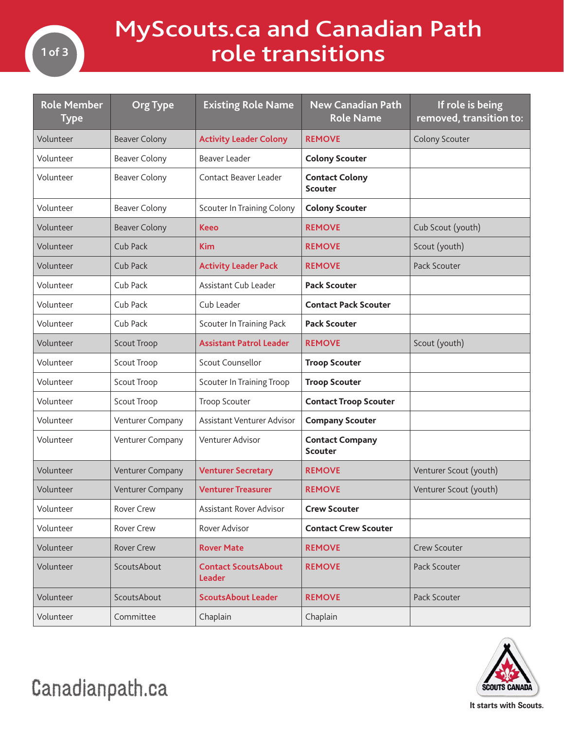# MyScouts.ca and Canadian Path role transitions

| Role Member Type | Org Type | Existing Role Name | New Canadian Path Role Name | If role is being removed, transition to: |
|---|---|---|---|---|
| Volunteer | Beaver Colony | **Activity Leader Colony** | **REMOVE** | Colony Scouter |
| Volunteer | Beaver Colony | Beaver Leader | **Colony Scouter** | |
| Volunteer | Beaver Colony | Contact Beaver Leader | **Contact Colony Scouter** | |
| Volunteer | Beaver Colony | Scouter In Training Colony | **Colony Scouter** | |
| Volunteer | Beaver Colony | **Keeo** | **REMOVE** | Cub Scout (youth) |
| Volunteer | Cub Pack | **Kim** | **REMOVE** | Scout (youth) |
| Volunteer | Cub Pack | **Activity Leader Pack** | **REMOVE** | Pack Scouter |
| Volunteer | Cub Pack | Assistant Cub Leader | **Pack Scouter** | |
| Volunteer | Cub Pack | Cub Leader | **Contact Pack Scouter** | |
| Volunteer | Cub Pack | Scouter In Training Pack | **Pack Scouter** | |
| Volunteer | Scout Troop | **Assistant Patrol Leader** | **REMOVE** | Scout (youth) |
| Volunteer | Scout Troop | Scout Counsellor | **Troop Scouter** | |
| Volunteer | Scout Troop | Scouter In Training Troop | **Troop Scouter** | |
| Volunteer | Scout Troop | Troop Scouter | **Contact Troop Scouter** | |
| Volunteer | Venturer Company | Assistant Venturer Advisor | **Company Scouter** | |
| Volunteer | Venturer Company | Venturer Advisor | **Contact Company Scouter** | |
| Volunteer | Venturer Company | **Venturer Secretary** | **REMOVE** | Venturer Scout (youth) |
| Volunteer | Venturer Company | **Venturer Treasurer** | **REMOVE** | Venturer Scout (youth) |
| Volunteer | Rover Crew | Assistant Rover Advisor | **Crew Scouter** | |
| Volunteer | Rover Crew | Rover Advisor | **Contact Crew Scouter** | |
| Volunteer | Rover Crew | **Rover Mate** | **REMOVE** | Crew Scouter |
| Volunteer | ScoutsAbout | **Contact ScoutsAbout Leader** | **REMOVE** | Pack Scouter |
| Volunteer | ScoutsAbout | **ScoutsAbout Leader** | **REMOVE** | Pack Scouter |
| Volunteer | Committee | Chaplain | Chaplain | |

Canadianpath.ca

SCOUTS CANADA

It starts with Scouts.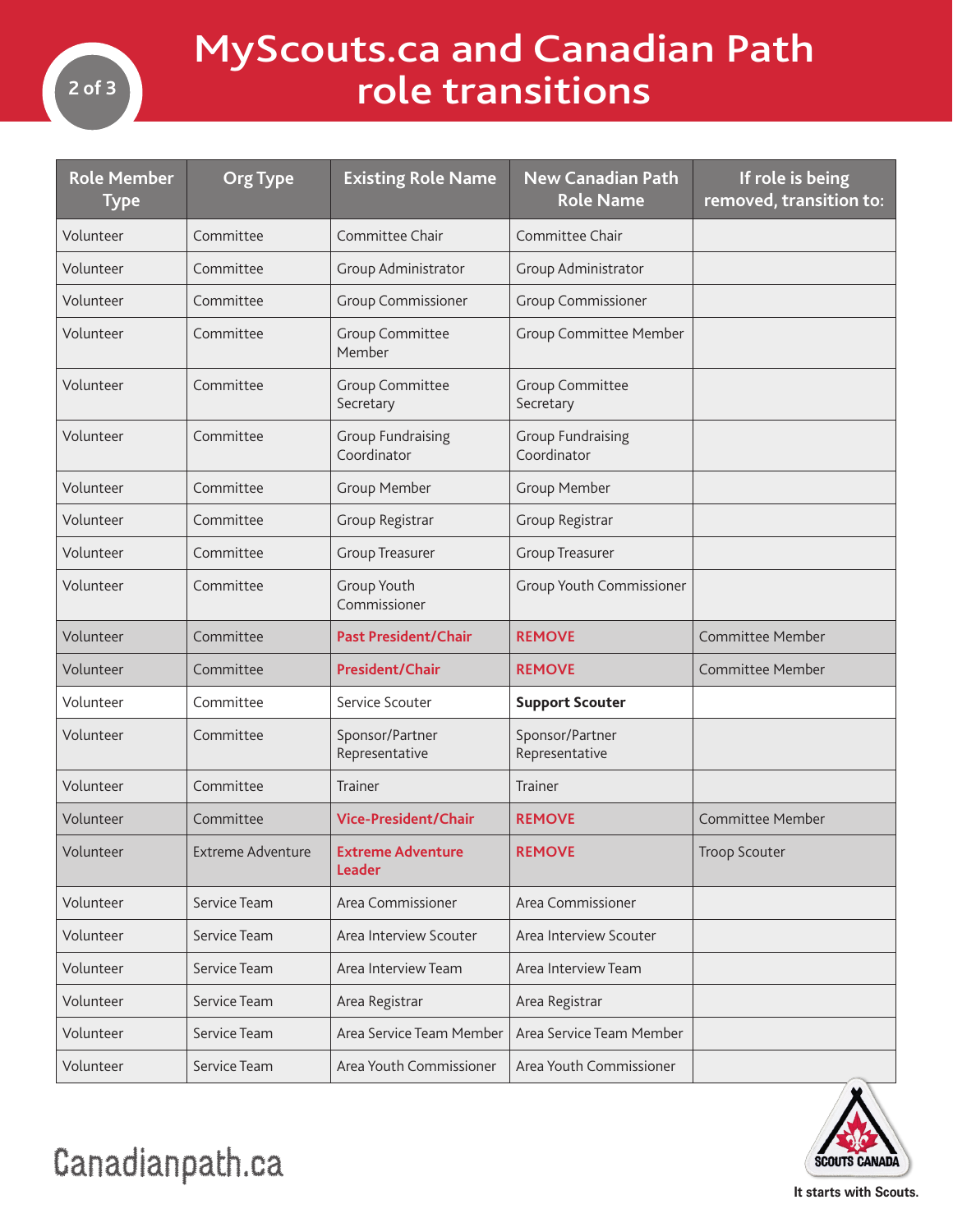# MyScouts.ca and Canadian Path role transitions

| Role Member Type | Org Type | Existing Role Name | New Canadian Path Role Name | If role is being removed, transition to: |
|---|---|---|---|---|
| Volunteer | Committee | Committee Chair | Committee Chair | |
| Volunteer | Committee | Group Administrator | Group Administrator | |
| Volunteer | Committee | Group Commissioner | Group Commissioner | |
| Volunteer | Committee | Group Committee Member | Group Committee Member | |
| Volunteer | Committee | Group Committee Secretary | Group Committee Secretary | |
| Volunteer | Committee | Group Fundraising Coordinator | Group Fundraising Coordinator | |
| Volunteer | Committee | Group Member | Group Member | |
| Volunteer | Committee | Group Registrar | Group Registrar | |
| Volunteer | Committee | Group Treasurer | Group Treasurer | |
| Volunteer | Committee | Group Youth Commissioner | Group Youth Commissioner | |
| Volunteer | Committee | **Past President/Chair** | **REMOVE** | Committee Member |
| Volunteer | Committee | **President/Chair** | **REMOVE** | Committee Member |
| Volunteer | Committee | Service Scouter | **Support Scouter** | |
| Volunteer | Committee | Sponsor/Partner Representative | Sponsor/Partner Representative | |
| Volunteer | Committee | Trainer | Trainer | |
| Volunteer | Committee | **Vice-President/Chair** | **REMOVE** | Committee Member |
| Volunteer | Extreme Adventure | **Extreme Adventure Leader** | **REMOVE** | Troop Scouter |
| Volunteer | Service Team | Area Commissioner | Area Commissioner | |
| Volunteer | Service Team | Area Interview Scouter | Area Interview Scouter | |
| Volunteer | Service Team | Area Interview Team | Area Interview Team | |
| Volunteer | Service Team | Area Registrar | Area Registrar | |
| Volunteer | Service Team | Area Service Team Member | Area Service Team Member | |
| Volunteer | Service Team | Area Youth Commissioner | Area Youth Commissioner | |

Canadianpath.ca

SCOUTS CANADA

It starts with Scouts.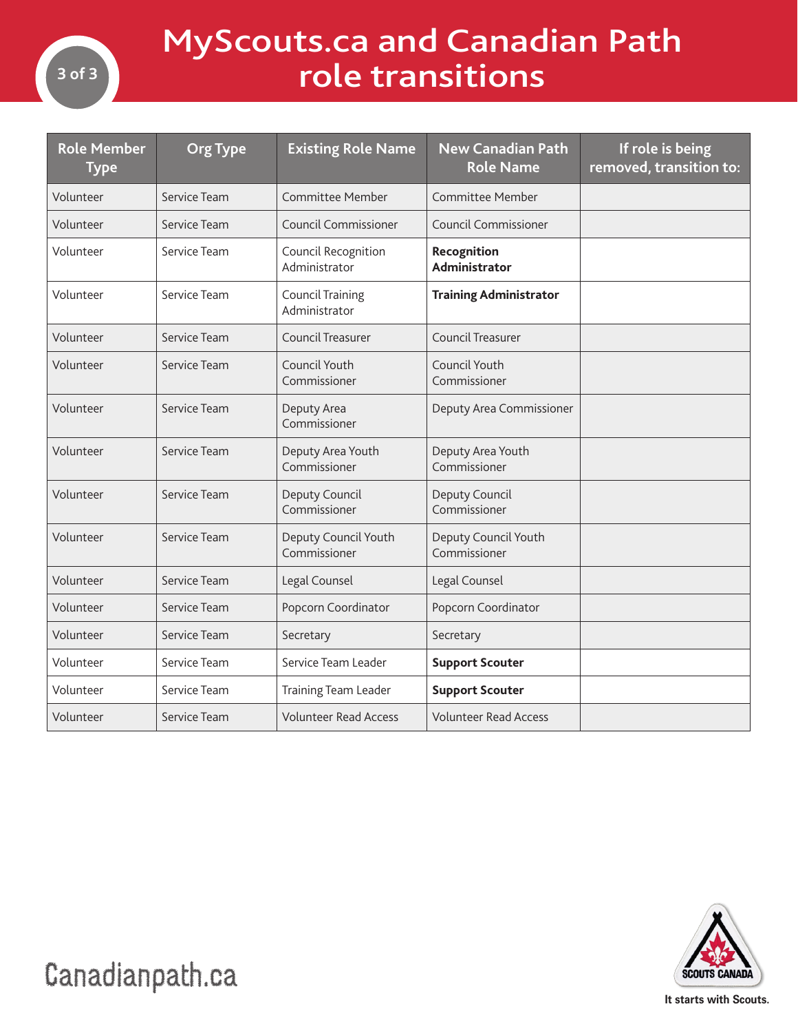# MyScouts.ca and Canadian Path role transitions

| Role Member Type | Org Type | Existing Role Name | New Canadian Path Role Name | If role is being removed, transition to: |
|---|---|---|---|---|
| Volunteer | Service Team | Committee Member | Committee Member | |
| Volunteer | Service Team | Council Commissioner | Council Commissioner | |
| Volunteer | Service Team | Council Recognition Administrator | **Recognition Administrator** | |
| Volunteer | Service Team | Council Training Administrator | **Training Administrator** | |
| Volunteer | Service Team | Council Treasurer | Council Treasurer | |
| Volunteer | Service Team | Council Youth Commissioner | Council Youth Commissioner | |
| Volunteer | Service Team | Deputy Area Commissioner | Deputy Area Commissioner | |
| Volunteer | Service Team | Deputy Area Youth Commissioner | Deputy Area Youth Commissioner | |
| Volunteer | Service Team | Deputy Council Commissioner | Deputy Council Commissioner | |
| Volunteer | Service Team | Deputy Council Youth Commissioner | Deputy Council Youth Commissioner | |
| Volunteer | Service Team | Legal Counsel | Legal Counsel | |
| Volunteer | Service Team | Popcorn Coordinator | Popcorn Coordinator | |
| Volunteer | Service Team | Secretary | Secretary | |
| Volunteer | Service Team | Service Team Leader | **Support Scouter** | |
| Volunteer | Service Team | Training Team Leader | **Support Scouter** | |
| Volunteer | Service Team | Volunteer Read Access | Volunteer Read Access | |

Canadianpath.ca

SCOUTS CANADA

It starts with Scouts.